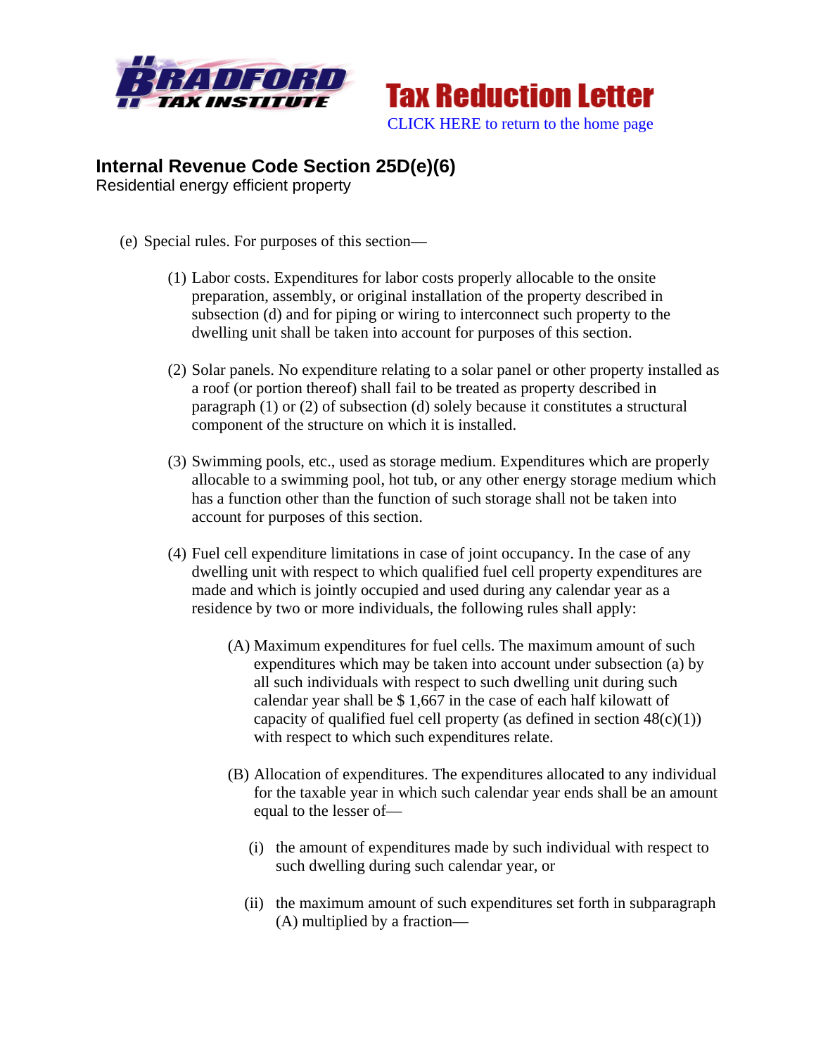Bradford Tax Institute

# Tax Reduction Letter

CLICK HERE to return to the home page

## Internal Revenue Code Section 25D(e)(6)

Residential energy efficient property

(e) Special rules. For purposes of this section—

(1) Labor costs. Expenditures for labor costs properly allocable to the onsite preparation, assembly, or original installation of the property described in subsection (d) and for piping or wiring to interconnect such property to the dwelling unit shall be taken into account for purposes of this section.

(2) Solar panels. No expenditure relating to a solar panel or other property installed as a roof (or portion thereof) shall fail to be treated as property described in paragraph (1) or (2) of subsection (d) solely because it constitutes a structural component of the structure on which it is installed.

(3) Swimming pools, etc., used as storage medium. Expenditures which are properly allocable to a swimming pool, hot tub, or any other energy storage medium which has a function other than the function of such storage shall not be taken into account for purposes of this section.

(4) Fuel cell expenditure limitations in case of joint occupancy. In the case of any dwelling unit with respect to which qualified fuel cell property expenditures are made and which is jointly occupied and used during any calendar year as a residence by two or more individuals, the following rules shall apply:

(A) Maximum expenditures for fuel cells. The maximum amount of such expenditures which may be taken into account under subsection (a) by all such individuals with respect to such dwelling unit during such calendar year shall be $ 1,667 in the case of each half kilowatt of capacity of qualified fuel cell property (as defined in section 48(c)(1)) with respect to which such expenditures relate.

(B) Allocation of expenditures. The expenditures allocated to any individual for the taxable year in which such calendar year ends shall be an amount equal to the lesser of—

(i) the amount of expenditures made by such individual with respect to such dwelling during such calendar year, or

(ii) the maximum amount of such expenditures set forth in subparagraph (A) multiplied by a fraction—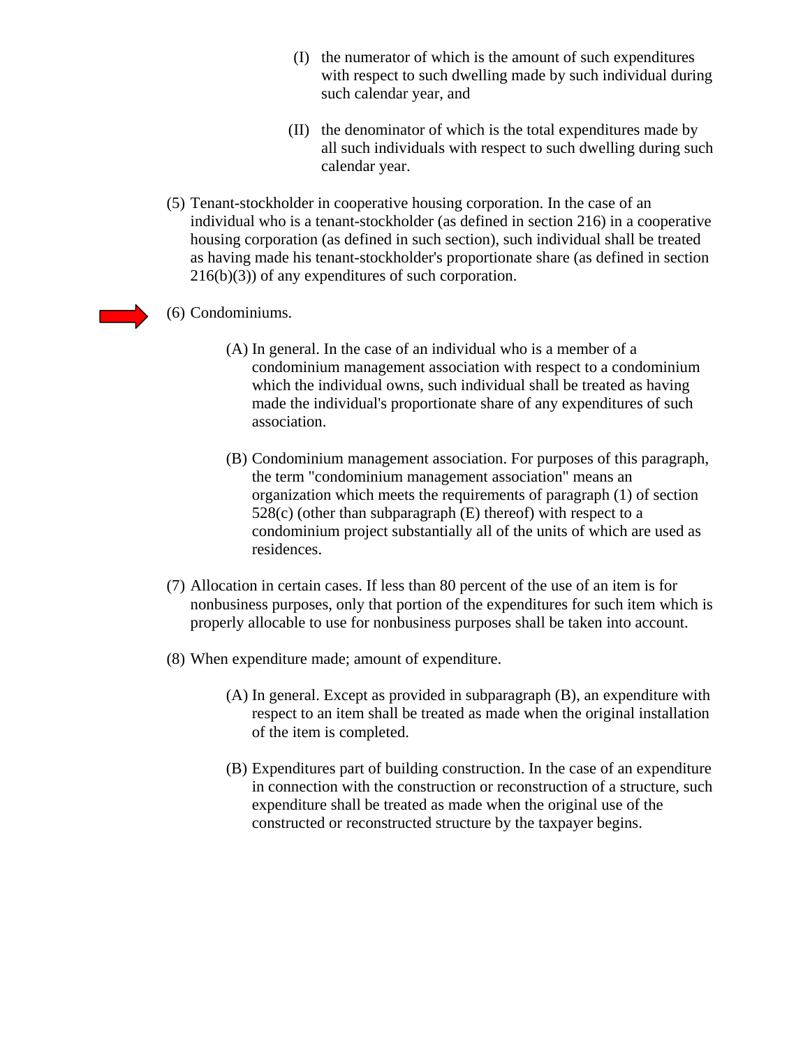(I) the numerator of which is the amount of such expenditures with respect to such dwelling made by such individual during such calendar year, and

(II) the denominator of which is the total expenditures made by all such individuals with respect to such dwelling during such calendar year.

(5) Tenant-stockholder in cooperative housing corporation. In the case of an individual who is a tenant-stockholder (as defined in section 216) in a cooperative housing corporation (as defined in such section), such individual shall be treated as having made his tenant-stockholder's proportionate share (as defined in section 216(b)(3)) of any expenditures of such corporation.

(6) Condominiums.

(A) In general. In the case of an individual who is a member of a condominium management association with respect to a condominium which the individual owns, such individual shall be treated as having made the individual's proportionate share of any expenditures of such association.

(B) Condominium management association. For purposes of this paragraph, the term "condominium management association" means an organization which meets the requirements of paragraph (1) of section 528(c) (other than subparagraph (E) thereof) with respect to a condominium project substantially all of the units of which are used as residences.

(7) Allocation in certain cases. If less than 80 percent of the use of an item is for nonbusiness purposes, only that portion of the expenditures for such item which is properly allocable to use for nonbusiness purposes shall be taken into account.

(8) When expenditure made; amount of expenditure.

(A) In general. Except as provided in subparagraph (B), an expenditure with respect to an item shall be treated as made when the original installation of the item is completed.

(B) Expenditures part of building construction. In the case of an expenditure in connection with the construction or reconstruction of a structure, such expenditure shall be treated as made when the original use of the constructed or reconstructed structure by the taxpayer begins.